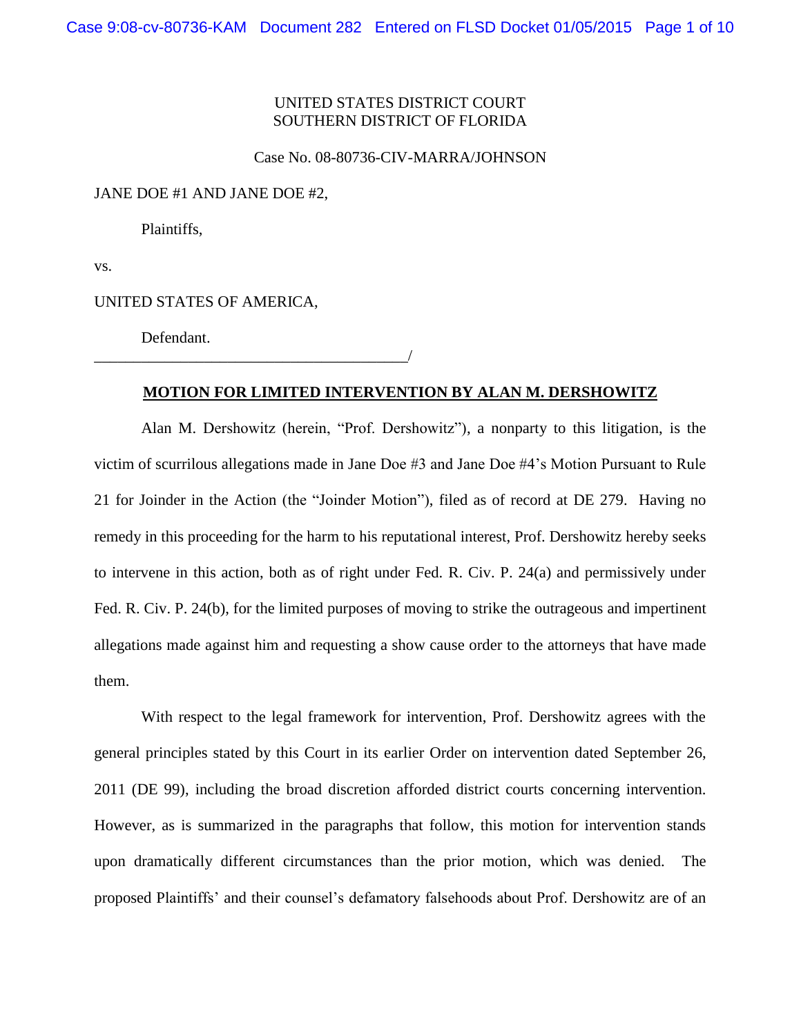UNITED STATES DISTRICT COURT
SOUTHERN DISTRICT OF FLORIDA

Case No. 08-80736-CIV-MARRA/JOHNSON

JANE DOE #1 AND JANE DOE #2,

Plaintiffs,

vs.

UNITED STATES OF AMERICA,

Defendant.
_________________________________________/

**MOTION FOR LIMITED INTERVENTION BY ALAN M. DERSHOWITZ**

Alan M. Dershowitz (herein, "Prof. Dershowitz"), a nonparty to this litigation, is the victim of scurrilous allegations made in Jane Doe #3 and Jane Doe #4's Motion Pursuant to Rule 21 for Joinder in the Action (the "Joinder Motion"), filed as of record at DE 279. Having no remedy in this proceeding for the harm to his reputational interest, Prof. Dershowitz hereby seeks to intervene in this action, both as of right under Fed. R. Civ. P. 24(a) and permissively under Fed. R. Civ. P. 24(b), for the limited purposes of moving to strike the outrageous and impertinent allegations made against him and requesting a show cause order to the attorneys that have made them.

With respect to the legal framework for intervention, Prof. Dershowitz agrees with the general principles stated by this Court in its earlier Order on intervention dated September 26, 2011 (DE 99), including the broad discretion afforded district courts concerning intervention. However, as is summarized in the paragraphs that follow, this motion for intervention stands upon dramatically different circumstances than the prior motion, which was denied. The proposed Plaintiffs' and their counsel's defamatory falsehoods about Prof. Dershowitz are of an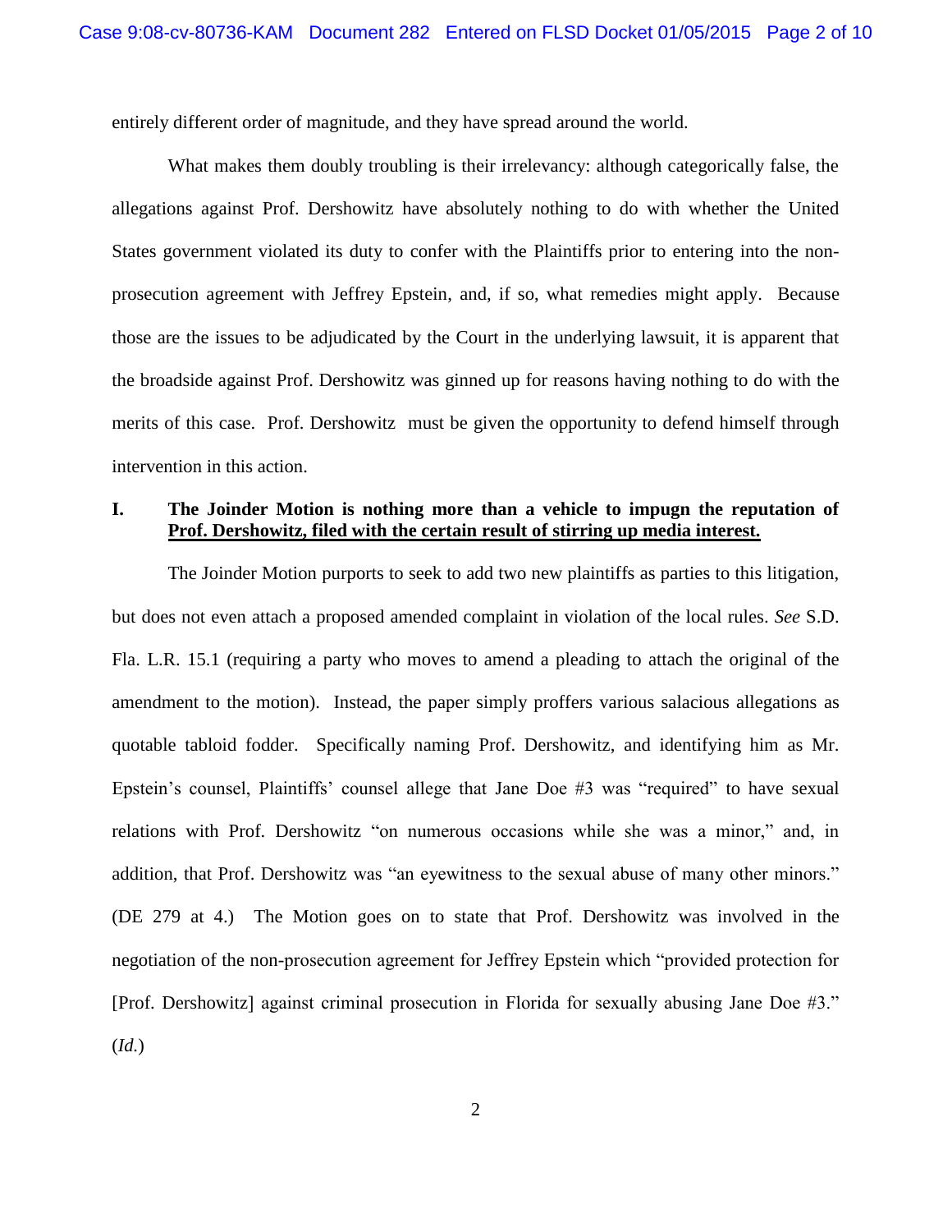entirely different order of magnitude, and they have spread around the world.

What makes them doubly troubling is their irrelevancy: although categorically false, the allegations against Prof. Dershowitz have absolutely nothing to do with whether the United States government violated its duty to confer with the Plaintiffs prior to entering into the non-prosecution agreement with Jeffrey Epstein, and, if so, what remedies might apply. Because those are the issues to be adjudicated by the Court in the underlying lawsuit, it is apparent that the broadside against Prof. Dershowitz was ginned up for reasons having nothing to do with the merits of this case. Prof. Dershowitz must be given the opportunity to defend himself through intervention in this action.

## I. The Joinder Motion is nothing more than a vehicle to impugn the reputation of Prof. Dershowitz, filed with the certain result of stirring up media interest.

The Joinder Motion purports to seek to add two new plaintiffs as parties to this litigation, but does not even attach a proposed amended complaint in violation of the local rules. *See* S.D. Fla. L.R. 15.1 (requiring a party who moves to amend a pleading to attach the original of the amendment to the motion). Instead, the paper simply proffers various salacious allegations as quotable tabloid fodder. Specifically naming Prof. Dershowitz, and identifying him as Mr. Epstein's counsel, Plaintiffs' counsel allege that Jane Doe #3 was "required" to have sexual relations with Prof. Dershowitz "on numerous occasions while she was a minor," and, in addition, that Prof. Dershowitz was "an eyewitness to the sexual abuse of many other minors." (DE 279 at 4.) The Motion goes on to state that Prof. Dershowitz was involved in the negotiation of the non-prosecution agreement for Jeffrey Epstein which "provided protection for [Prof. Dershowitz] against criminal prosecution in Florida for sexually abusing Jane Doe #3." (*Id.*)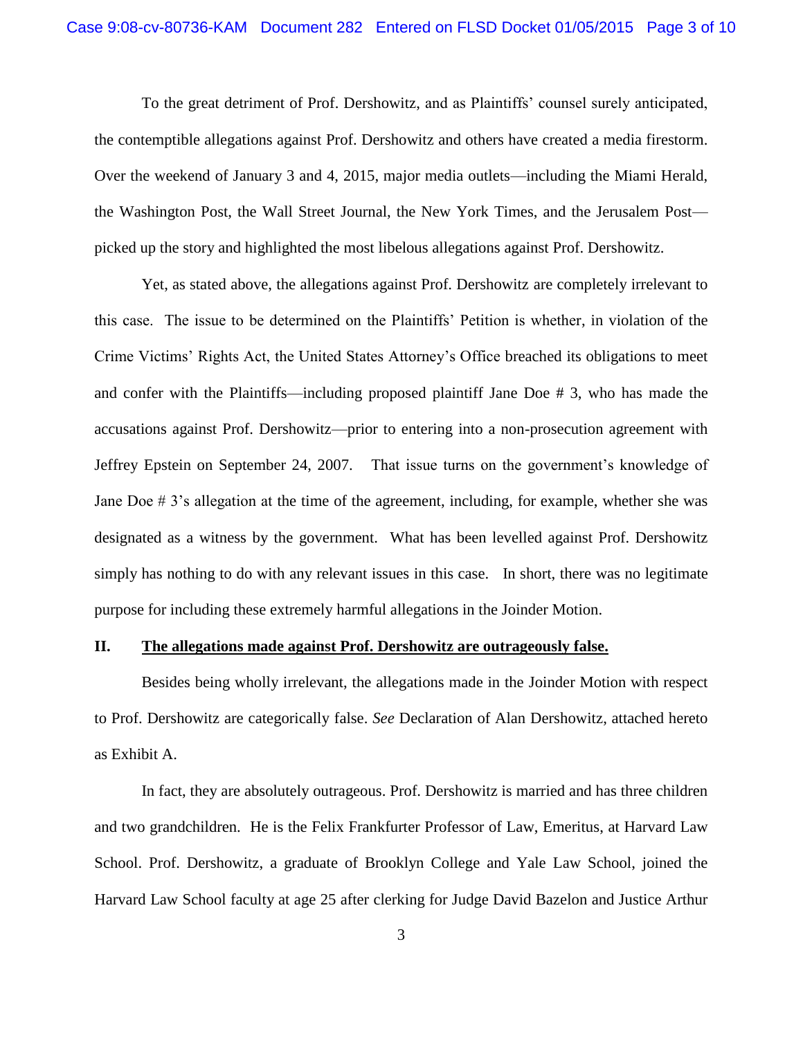To the great detriment of Prof. Dershowitz, and as Plaintiffs' counsel surely anticipated, the contemptible allegations against Prof. Dershowitz and others have created a media firestorm. Over the weekend of January 3 and 4, 2015, major media outlets—including the Miami Herald, the Washington Post, the Wall Street Journal, the New York Times, and the Jerusalem Post—picked up the story and highlighted the most libelous allegations against Prof. Dershowitz.

Yet, as stated above, the allegations against Prof. Dershowitz are completely irrelevant to this case. The issue to be determined on the Plaintiffs' Petition is whether, in violation of the Crime Victims' Rights Act, the United States Attorney's Office breached its obligations to meet and confer with the Plaintiffs—including proposed plaintiff Jane Doe # 3, who has made the accusations against Prof. Dershowitz—prior to entering into a non-prosecution agreement with Jeffrey Epstein on September 24, 2007. That issue turns on the government's knowledge of Jane Doe # 3's allegation at the time of the agreement, including, for example, whether she was designated as a witness by the government. What has been levelled against Prof. Dershowitz simply has nothing to do with any relevant issues in this case. In short, there was no legitimate purpose for including these extremely harmful allegations in the Joinder Motion.

## II. <u>The allegations made against Prof. Dershowitz are outrageously false.</u>

Besides being wholly irrelevant, the allegations made in the Joinder Motion with respect to Prof. Dershowitz are categorically false. *See* Declaration of Alan Dershowitz, attached hereto as Exhibit A.

In fact, they are absolutely outrageous. Prof. Dershowitz is married and has three children and two grandchildren. He is the Felix Frankfurter Professor of Law, Emeritus, at Harvard Law School. Prof. Dershowitz, a graduate of Brooklyn College and Yale Law School, joined the Harvard Law School faculty at age 25 after clerking for Judge David Bazelon and Justice Arthur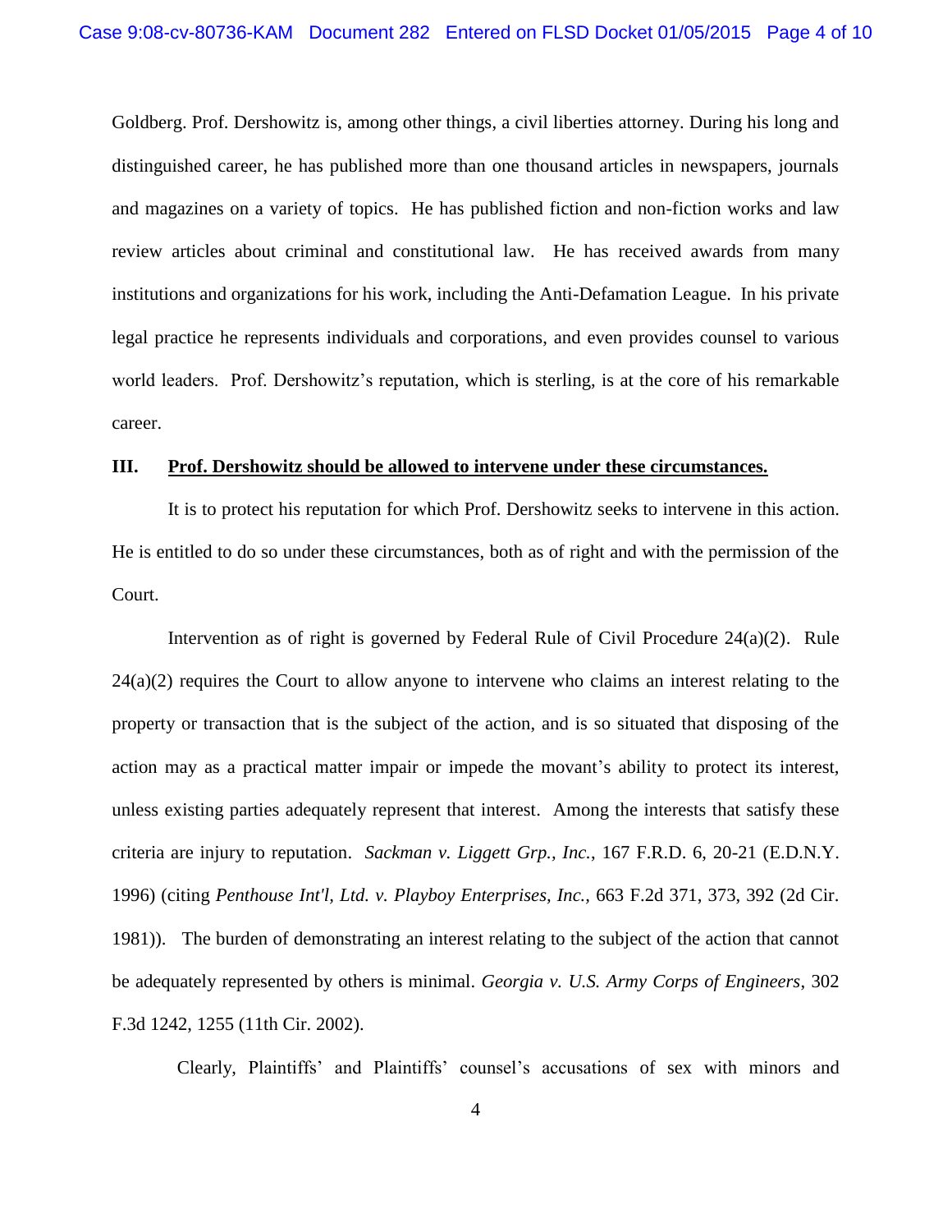Goldberg. Prof. Dershowitz is, among other things, a civil liberties attorney. During his long and distinguished career, he has published more than one thousand articles in newspapers, journals and magazines on a variety of topics. He has published fiction and non-fiction works and law review articles about criminal and constitutional law. He has received awards from many institutions and organizations for his work, including the Anti-Defamation League. In his private legal practice he represents individuals and corporations, and even provides counsel to various world leaders. Prof. Dershowitz's reputation, which is sterling, is at the core of his remarkable career.

## III. <u>**Prof. Dershowitz should be allowed to intervene under these circumstances.**</u>

It is to protect his reputation for which Prof. Dershowitz seeks to intervene in this action. He is entitled to do so under these circumstances, both as of right and with the permission of the Court.

Intervention as of right is governed by Federal Rule of Civil Procedure 24(a)(2). Rule 24(a)(2) requires the Court to allow anyone to intervene who claims an interest relating to the property or transaction that is the subject of the action, and is so situated that disposing of the action may as a practical matter impair or impede the movant's ability to protect its interest, unless existing parties adequately represent that interest. Among the interests that satisfy these criteria are injury to reputation. *Sackman v. Liggett Grp., Inc.*, 167 F.R.D. 6, 20-21 (E.D.N.Y. 1996) (citing *Penthouse Int'l, Ltd. v. Playboy Enterprises, Inc.*, 663 F.2d 371, 373, 392 (2d Cir. 1981)). The burden of demonstrating an interest relating to the subject of the action that cannot be adequately represented by others is minimal. *Georgia v. U.S. Army Corps of Engineers*, 302 F.3d 1242, 1255 (11th Cir. 2002).

Clearly, Plaintiffs' and Plaintiffs' counsel's accusations of sex with minors and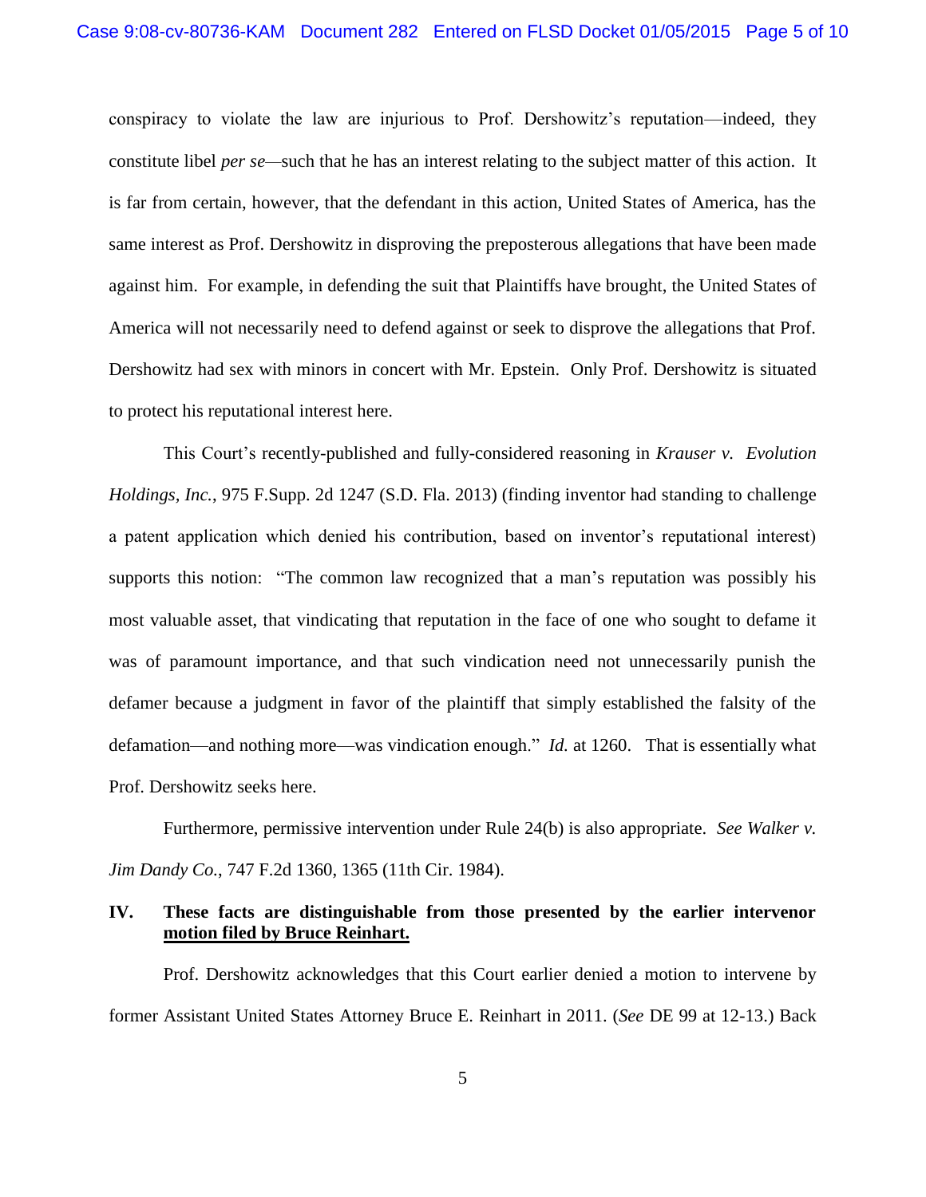conspiracy to violate the law are injurious to Prof. Dershowitz's reputation—indeed, they constitute libel *per se*—such that he has an interest relating to the subject matter of this action. It is far from certain, however, that the defendant in this action, United States of America, has the same interest as Prof. Dershowitz in disproving the preposterous allegations that have been made against him. For example, in defending the suit that Plaintiffs have brought, the United States of America will not necessarily need to defend against or seek to disprove the allegations that Prof. Dershowitz had sex with minors in concert with Mr. Epstein. Only Prof. Dershowitz is situated to protect his reputational interest here.

This Court's recently-published and fully-considered reasoning in *Krauser v. Evolution Holdings, Inc.*, 975 F.Supp. 2d 1247 (S.D. Fla. 2013) (finding inventor had standing to challenge a patent application which denied his contribution, based on inventor's reputational interest) supports this notion: "The common law recognized that a man's reputation was possibly his most valuable asset, that vindicating that reputation in the face of one who sought to defame it was of paramount importance, and that such vindication need not unnecessarily punish the defamer because a judgment in favor of the plaintiff that simply established the falsity of the defamation—and nothing more—was vindication enough." *Id.* at 1260. That is essentially what Prof. Dershowitz seeks here.

Furthermore, permissive intervention under Rule 24(b) is also appropriate. *See Walker v. Jim Dandy Co.*, 747 F.2d 1360, 1365 (11th Cir. 1984).

## IV. These facts are distinguishable from those presented by the earlier intervenor motion filed by Bruce Reinhart.

Prof. Dershowitz acknowledges that this Court earlier denied a motion to intervene by former Assistant United States Attorney Bruce E. Reinhart in 2011. (*See* DE 99 at 12-13.) Back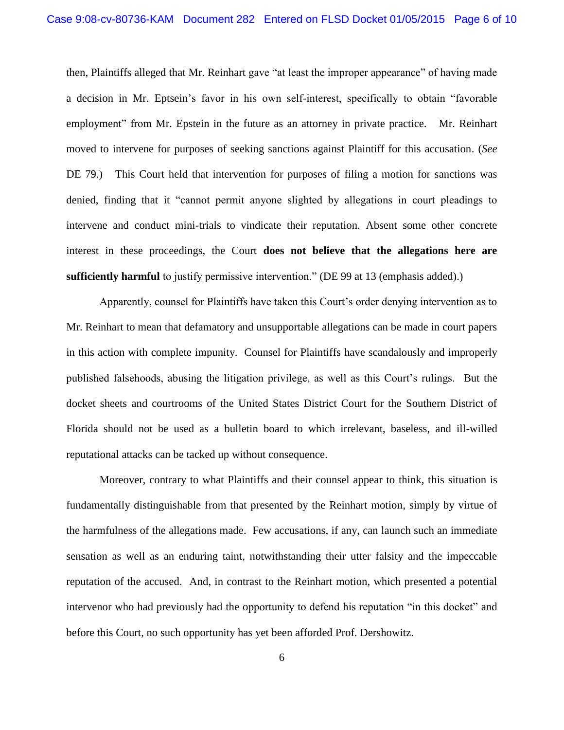then, Plaintiffs alleged that Mr. Reinhart gave "at least the improper appearance" of having made a decision in Mr. Eptsein's favor in his own self-interest, specifically to obtain "favorable employment" from Mr. Epstein in the future as an attorney in private practice. Mr. Reinhart moved to intervene for purposes of seeking sanctions against Plaintiff for this accusation. (*See* DE 79.) This Court held that intervention for purposes of filing a motion for sanctions was denied, finding that it "cannot permit anyone slighted by allegations in court pleadings to intervene and conduct mini-trials to vindicate their reputation. Absent some other concrete interest in these proceedings, the Court **does not believe that the allegations here are sufficiently harmful** to justify permissive intervention." (DE 99 at 13 (emphasis added).)

Apparently, counsel for Plaintiffs have taken this Court's order denying intervention as to Mr. Reinhart to mean that defamatory and unsupportable allegations can be made in court papers in this action with complete impunity. Counsel for Plaintiffs have scandalously and improperly published falsehoods, abusing the litigation privilege, as well as this Court's rulings. But the docket sheets and courtrooms of the United States District Court for the Southern District of Florida should not be used as a bulletin board to which irrelevant, baseless, and ill-willed reputational attacks can be tacked up without consequence.

Moreover, contrary to what Plaintiffs and their counsel appear to think, this situation is fundamentally distinguishable from that presented by the Reinhart motion, simply by virtue of the harmfulness of the allegations made. Few accusations, if any, can launch such an immediate sensation as well as an enduring taint, notwithstanding their utter falsity and the impeccable reputation of the accused. And, in contrast to the Reinhart motion, which presented a potential intervenor who had previously had the opportunity to defend his reputation "in this docket" and before this Court, no such opportunity has yet been afforded Prof. Dershowitz.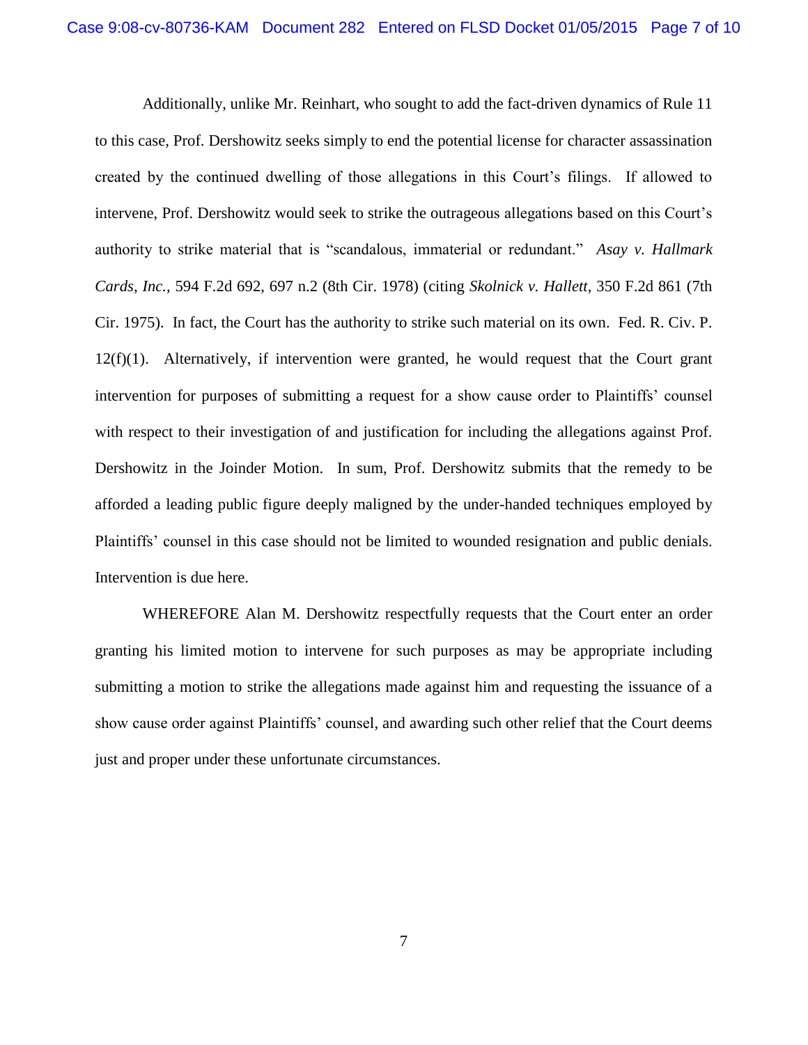Additionally, unlike Mr. Reinhart, who sought to add the fact-driven dynamics of Rule 11 to this case, Prof. Dershowitz seeks simply to end the potential license for character assassination created by the continued dwelling of those allegations in this Court's filings. If allowed to intervene, Prof. Dershowitz would seek to strike the outrageous allegations based on this Court's authority to strike material that is "scandalous, immaterial or redundant." *Asay v. Hallmark Cards, Inc.*, 594 F.2d 692, 697 n.2 (8th Cir. 1978) (citing *Skolnick v. Hallett*, 350 F.2d 861 (7th Cir. 1975). In fact, the Court has the authority to strike such material on its own. Fed. R. Civ. P. 12(f)(1). Alternatively, if intervention were granted, he would request that the Court grant intervention for purposes of submitting a request for a show cause order to Plaintiffs' counsel with respect to their investigation of and justification for including the allegations against Prof. Dershowitz in the Joinder Motion. In sum, Prof. Dershowitz submits that the remedy to be afforded a leading public figure deeply maligned by the under-handed techniques employed by Plaintiffs' counsel in this case should not be limited to wounded resignation and public denials. Intervention is due here.

WHEREFORE Alan M. Dershowitz respectfully requests that the Court enter an order granting his limited motion to intervene for such purposes as may be appropriate including submitting a motion to strike the allegations made against him and requesting the issuance of a show cause order against Plaintiffs' counsel, and awarding such other relief that the Court deems just and proper under these unfortunate circumstances.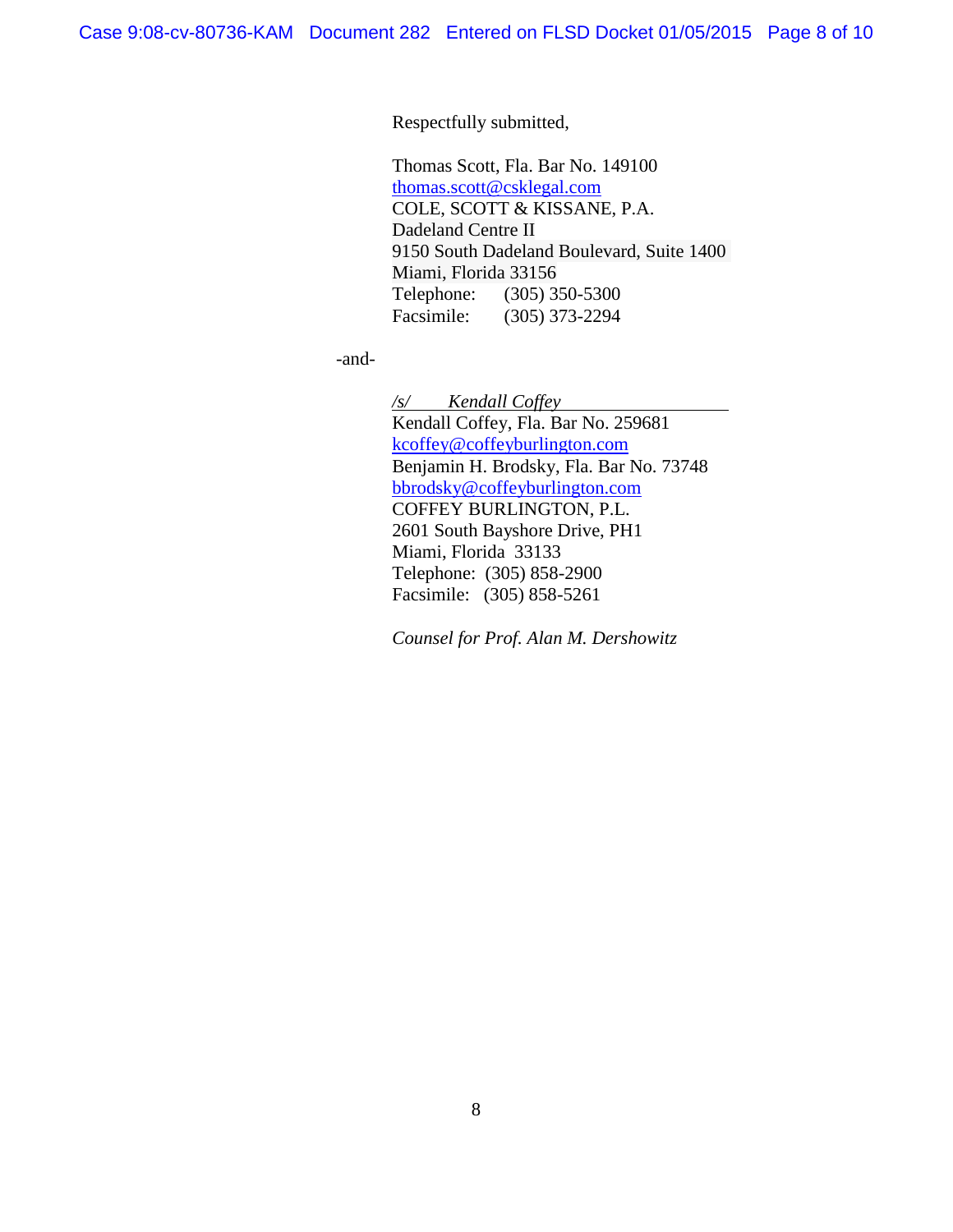Respectfully submitted,

Thomas Scott, Fla. Bar No. 149100
thomas.scott@csklegal.com
COLE, SCOTT & KISSANE, P.A.
Dadeland Centre II
9150 South Dadeland Boulevard, Suite 1400
Miami, Florida 33156
Telephone: (305) 350-5300
Facsimile: (305) 373-2294

-and-

*/s/ Kendall Coffey*
Kendall Coffey, Fla. Bar No. 259681
kcoffey@coffeyburlington.com
Benjamin H. Brodsky, Fla. Bar No. 73748
bbrodsky@coffeyburlington.com
COFFEY BURLINGTON, P.L.
2601 South Bayshore Drive, PH1
Miami, Florida 33133
Telephone: (305) 858-2900
Facsimile: (305) 858-5261

*Counsel for Prof. Alan M. Dershowitz*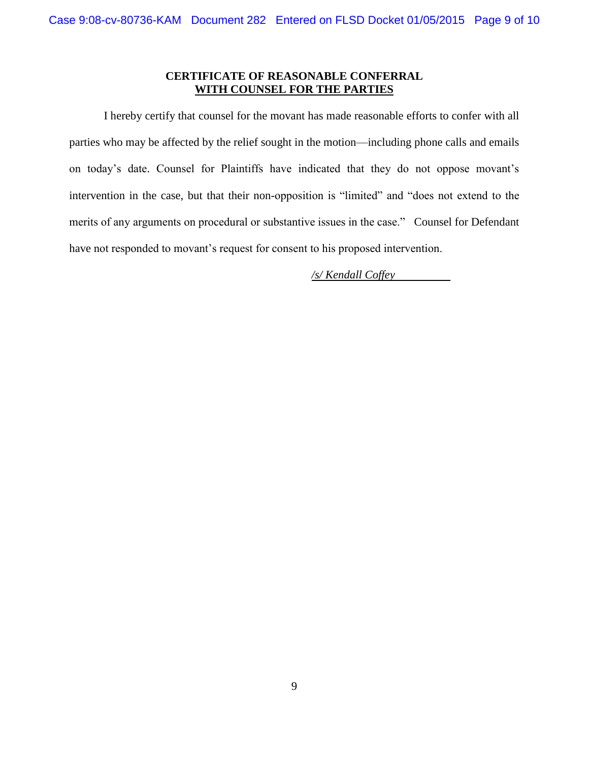**CERTIFICATE OF REASONABLE CONFERRAL**
**WITH COUNSEL FOR THE PARTIES**

I hereby certify that counsel for the movant has made reasonable efforts to confer with all parties who may be affected by the relief sought in the motion—including phone calls and emails on today's date. Counsel for Plaintiffs have indicated that they do not oppose movant's intervention in the case, but that their non-opposition is "limited" and "does not extend to the merits of any arguments on procedural or substantive issues in the case." Counsel for Defendant have not responded to movant's request for consent to his proposed intervention.

*/s/ Kendall Coffey*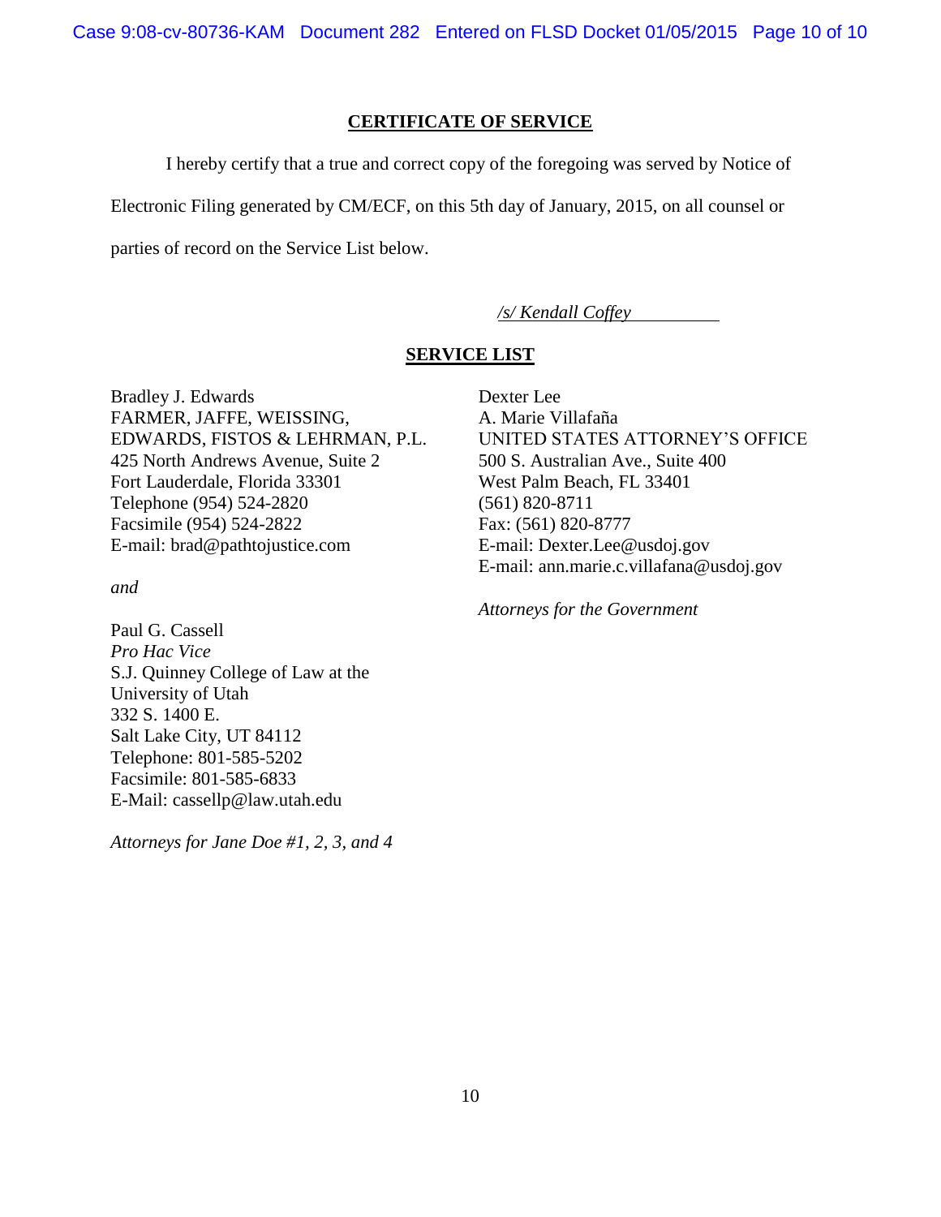## CERTIFICATE OF SERVICE

I hereby certify that a true and correct copy of the foregoing was served by Notice of Electronic Filing generated by CM/ECF, on this 5th day of January, 2015, on all counsel or parties of record on the Service List below.

*/s/ Kendall Coffey*

## SERVICE LIST

Bradley J. Edwards
FARMER, JAFFE, WEISSING,
EDWARDS, FISTOS & LEHRMAN, P.L.
425 North Andrews Avenue, Suite 2
Fort Lauderdale, Florida 33301
Telephone (954) 524-2820
Facsimile (954) 524-2822
E-mail: brad@pathtojustice.com

*and*

Paul G. Cassell
*Pro Hac Vice*
S.J. Quinney College of Law at the
University of Utah
332 S. 1400 E.
Salt Lake City, UT 84112
Telephone: 801-585-5202
Facsimile: 801-585-6833
E-Mail: cassellp@law.utah.edu

*Attorneys for Jane Doe #1, 2, 3, and 4*

Dexter Lee
A. Marie Villafaña
UNITED STATES ATTORNEY'S OFFICE
500 S. Australian Ave., Suite 400
West Palm Beach, FL 33401
(561) 820-8711
Fax: (561) 820-8777
E-mail: Dexter.Lee@usdoj.gov
E-mail: ann.marie.c.villafana@usdoj.gov

*Attorneys for the Government*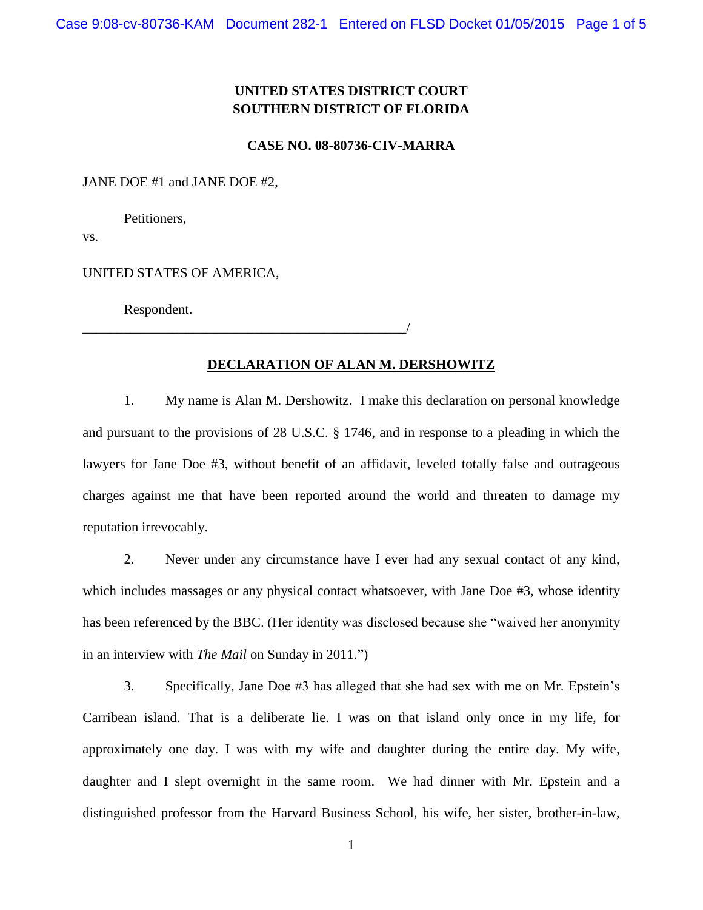**UNITED STATES DISTRICT COURT**
**SOUTHERN DISTRICT OF FLORIDA**

**CASE NO. 08-80736-CIV-MARRA**

JANE DOE #1 and JANE DOE #2,

Petitioners,

vs.

UNITED STATES OF AMERICA,

Respondent.
_______________________________________________/

**DECLARATION OF ALAN M. DERSHOWITZ**

1. My name is Alan M. Dershowitz. I make this declaration on personal knowledge and pursuant to the provisions of 28 U.S.C. § 1746, and in response to a pleading in which the lawyers for Jane Doe #3, without benefit of an affidavit, leveled totally false and outrageous charges against me that have been reported around the world and threaten to damage my reputation irrevocably.

2. Never under any circumstance have I ever had any sexual contact of any kind, which includes massages or any physical contact whatsoever, with Jane Doe #3, whose identity has been referenced by the BBC. (Her identity was disclosed because she "waived her anonymity in an interview with ***The Mail*** on Sunday in 2011.")

3. Specifically, Jane Doe #3 has alleged that she had sex with me on Mr. Epstein's Carribean island. That is a deliberate lie. I was on that island only once in my life, for approximately one day. I was with my wife and daughter during the entire day. My wife, daughter and I slept overnight in the same room. We had dinner with Mr. Epstein and a distinguished professor from the Harvard Business School, his wife, her sister, brother-in-law,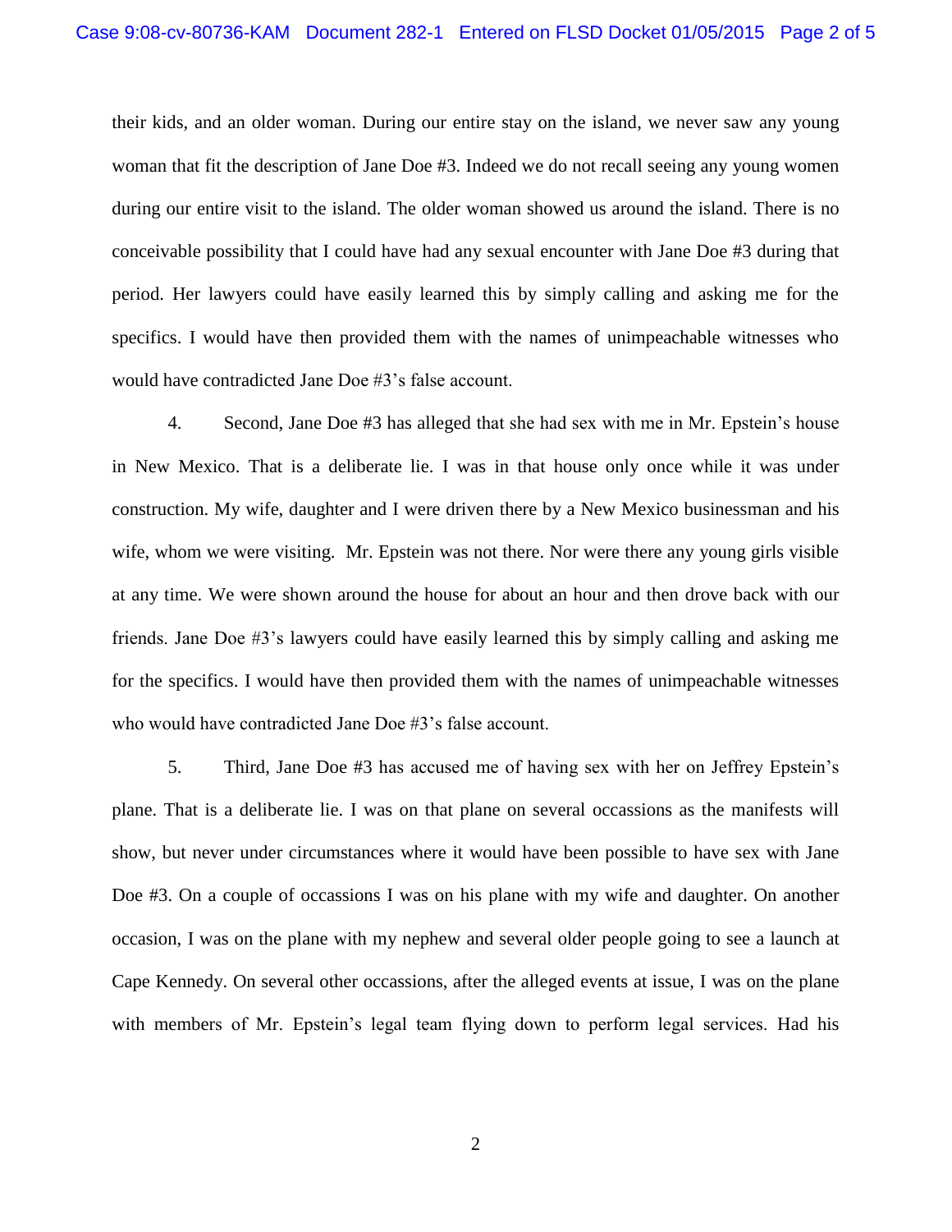their kids, and an older woman. During our entire stay on the island, we never saw any young woman that fit the description of Jane Doe #3. Indeed we do not recall seeing any young women during our entire visit to the island. The older woman showed us around the island. There is no conceivable possibility that I could have had any sexual encounter with Jane Doe #3 during that period. Her lawyers could have easily learned this by simply calling and asking me for the specifics. I would have then provided them with the names of unimpeachable witnesses who would have contradicted Jane Doe #3's false account.

4. Second, Jane Doe #3 has alleged that she had sex with me in Mr. Epstein's house in New Mexico. That is a deliberate lie. I was in that house only once while it was under construction. My wife, daughter and I were driven there by a New Mexico businessman and his wife, whom we were visiting. Mr. Epstein was not there. Nor were there any young girls visible at any time. We were shown around the house for about an hour and then drove back with our friends. Jane Doe #3's lawyers could have easily learned this by simply calling and asking me for the specifics. I would have then provided them with the names of unimpeachable witnesses who would have contradicted Jane Doe #3's false account.

5. Third, Jane Doe #3 has accused me of having sex with her on Jeffrey Epstein's plane. That is a deliberate lie. I was on that plane on several occassions as the manifests will show, but never under circumstances where it would have been possible to have sex with Jane Doe #3. On a couple of occassions I was on his plane with my wife and daughter. On another occasion, I was on the plane with my nephew and several older people going to see a launch at Cape Kennedy. On several other occassions, after the alleged events at issue, I was on the plane with members of Mr. Epstein's legal team flying down to perform legal services. Had his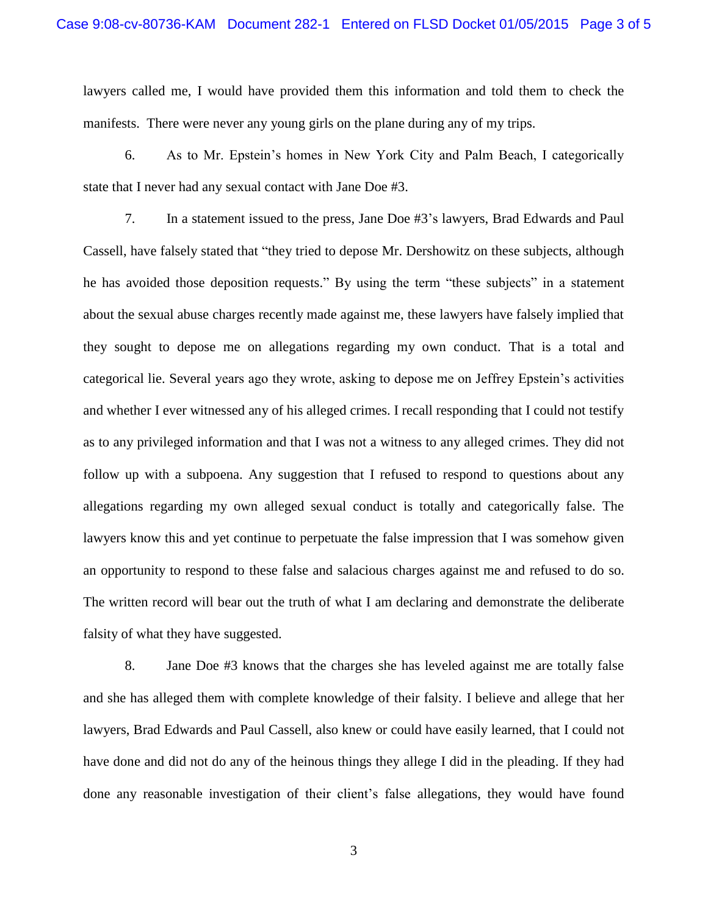lawyers called me, I would have provided them this information and told them to check the manifests. There were never any young girls on the plane during any of my trips.

6. As to Mr. Epstein's homes in New York City and Palm Beach, I categorically state that I never had any sexual contact with Jane Doe #3.

7. In a statement issued to the press, Jane Doe #3's lawyers, Brad Edwards and Paul Cassell, have falsely stated that "they tried to depose Mr. Dershowitz on these subjects, although he has avoided those deposition requests." By using the term "these subjects" in a statement about the sexual abuse charges recently made against me, these lawyers have falsely implied that they sought to depose me on allegations regarding my own conduct. That is a total and categorical lie. Several years ago they wrote, asking to depose me on Jeffrey Epstein's activities and whether I ever witnessed any of his alleged crimes. I recall responding that I could not testify as to any privileged information and that I was not a witness to any alleged crimes. They did not follow up with a subpoena. Any suggestion that I refused to respond to questions about any allegations regarding my own alleged sexual conduct is totally and categorically false. The lawyers know this and yet continue to perpetuate the false impression that I was somehow given an opportunity to respond to these false and salacious charges against me and refused to do so. The written record will bear out the truth of what I am declaring and demonstrate the deliberate falsity of what they have suggested.

8. Jane Doe #3 knows that the charges she has leveled against me are totally false and she has alleged them with complete knowledge of their falsity. I believe and allege that her lawyers, Brad Edwards and Paul Cassell, also knew or could have easily learned, that I could not have done and did not do any of the heinous things they allege I did in the pleading. If they had done any reasonable investigation of their client's false allegations, they would have found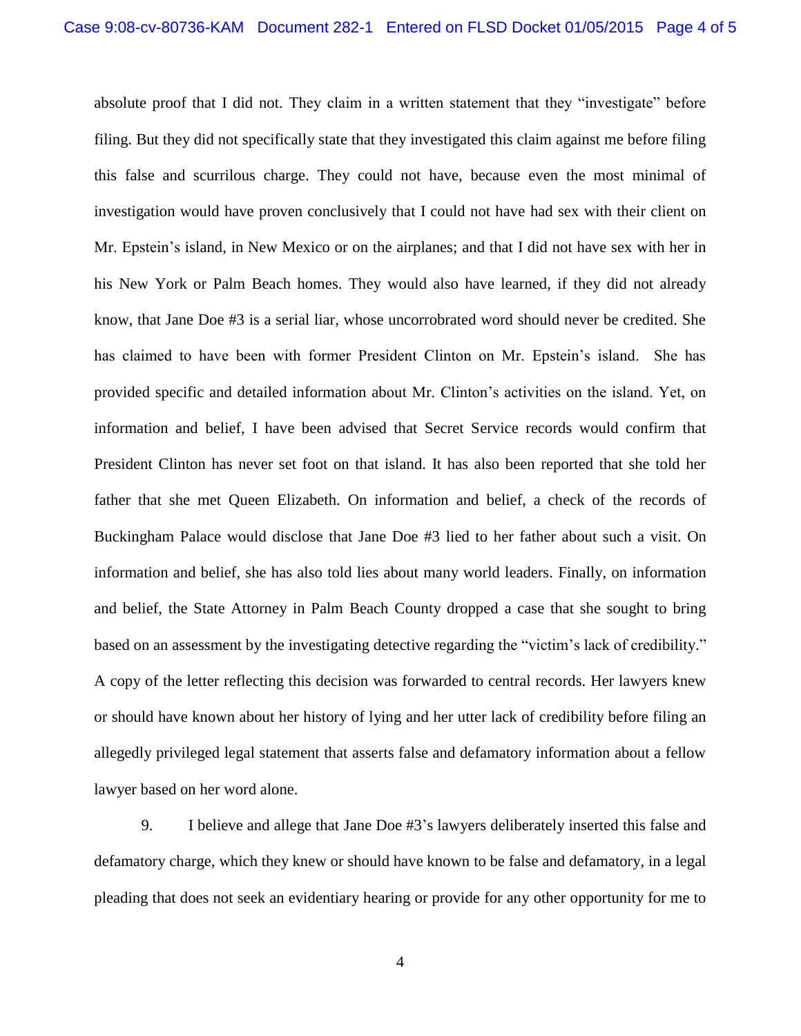absolute proof that I did not. They claim in a written statement that they "investigate" before filing. But they did not specifically state that they investigated this claim against me before filing this false and scurrilous charge. They could not have, because even the most minimal of investigation would have proven conclusively that I could not have had sex with their client on Mr. Epstein's island, in New Mexico or on the airplanes; and that I did not have sex with her in his New York or Palm Beach homes. They would also have learned, if they did not already know, that Jane Doe #3 is a serial liar, whose uncorrobrated word should never be credited. She has claimed to have been with former President Clinton on Mr. Epstein's island. She has provided specific and detailed information about Mr. Clinton's activities on the island. Yet, on information and belief, I have been advised that Secret Service records would confirm that President Clinton has never set foot on that island. It has also been reported that she told her father that she met Queen Elizabeth. On information and belief, a check of the records of Buckingham Palace would disclose that Jane Doe #3 lied to her father about such a visit. On information and belief, she has also told lies about many world leaders. Finally, on information and belief, the State Attorney in Palm Beach County dropped a case that she sought to bring based on an assessment by the investigating detective regarding the "victim's lack of credibility." A copy of the letter reflecting this decision was forwarded to central records. Her lawyers knew or should have known about her history of lying and her utter lack of credibility before filing an allegedly privileged legal statement that asserts false and defamatory information about a fellow lawyer based on her word alone.

9. I believe and allege that Jane Doe #3's lawyers deliberately inserted this false and defamatory charge, which they knew or should have known to be false and defamatory, in a legal pleading that does not seek an evidentiary hearing or provide for any other opportunity for me to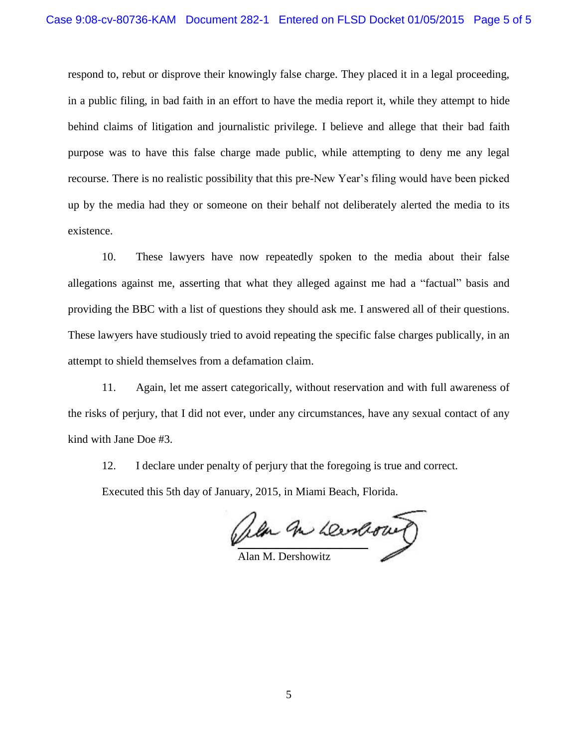respond to, rebut or disprove their knowingly false charge. They placed it in a legal proceeding, in a public filing, in bad faith in an effort to have the media report it, while they attempt to hide behind claims of litigation and journalistic privilege. I believe and allege that their bad faith purpose was to have this false charge made public, while attempting to deny me any legal recourse. There is no realistic possibility that this pre-New Year's filing would have been picked up by the media had they or someone on their behalf not deliberately alerted the media to its existence.

10. These lawyers have now repeatedly spoken to the media about their false allegations against me, asserting that what they alleged against me had a "factual" basis and providing the BBC with a list of questions they should ask me. I answered all of their questions. These lawyers have studiously tried to avoid repeating the specific false charges publically, in an attempt to shield themselves from a defamation claim.

11. Again, let me assert categorically, without reservation and with full awareness of the risks of perjury, that I did not ever, under any circumstances, have any sexual contact of any kind with Jane Doe #3.

12. I declare under penalty of perjury that the foregoing is true and correct.

Executed this 5th day of January, 2015, in Miami Beach, Florida.

Alan M. Dershowitz